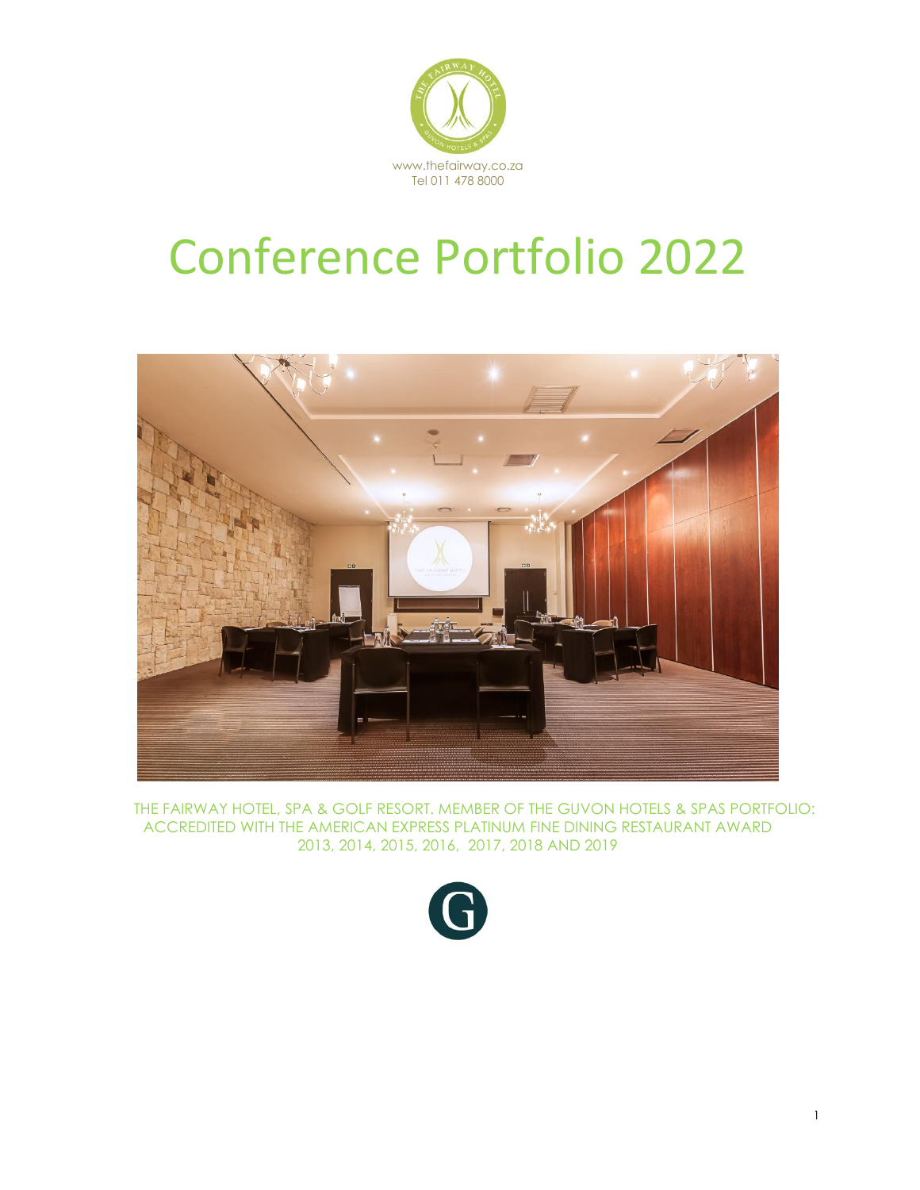www.thefairway.co.za
Tel 011 478 8000

# Conference Portfolio 2022

THE FAIRWAY HOTEL, SPA & GOLF RESORT. MEMBER OF THE GUVON HOTELS & SPAS PORTFOLIO: ACCREDITED WITH THE AMERICAN EXPRESS PLATINUM FINE DINING RESTAURANT AWARD 2013, 2014, 2015, 2016, 2017, 2018 AND 2019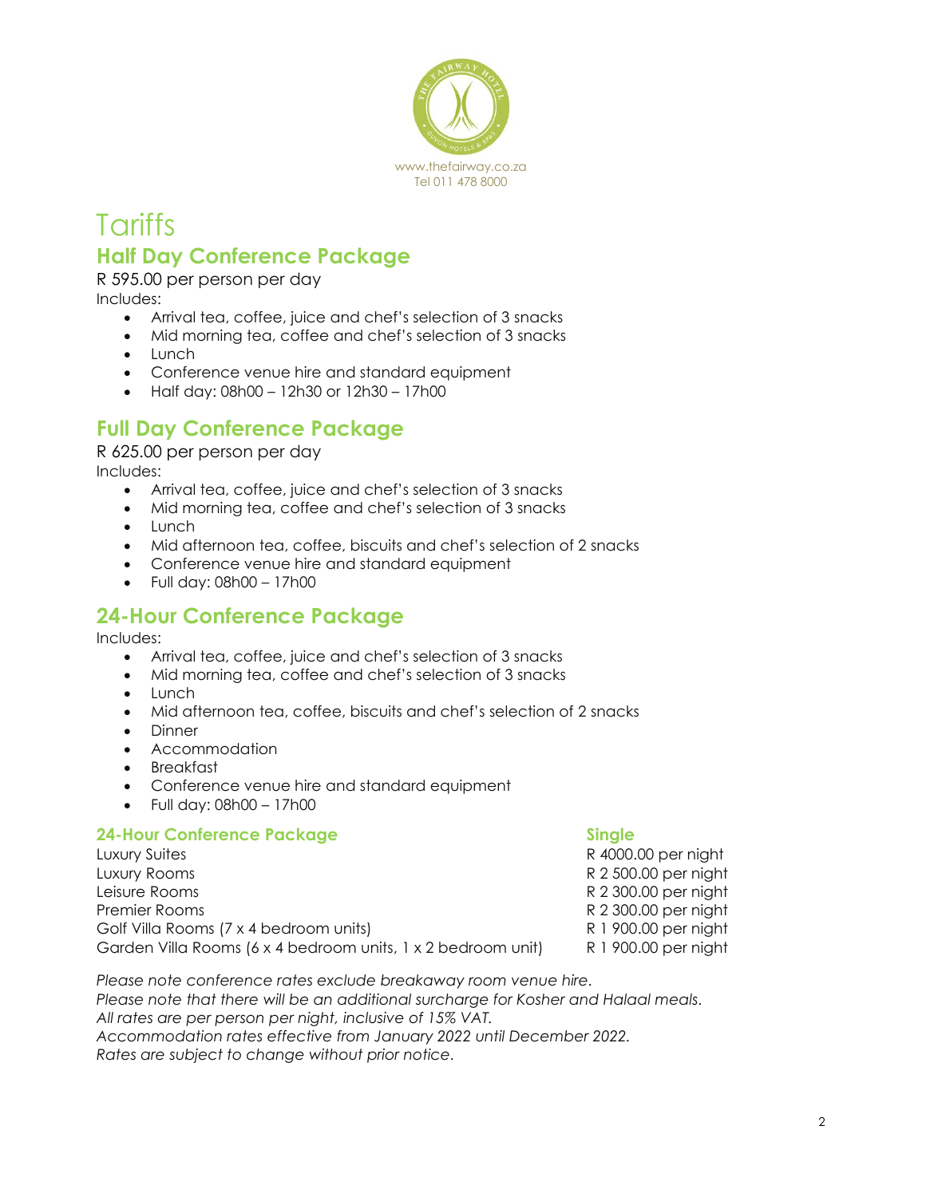www.thefairway.co.za
Tel 011 478 8000

# Tariffs

## Half Day Conference Package

R 595.00 per person per day
Includes:

- Arrival tea, coffee, juice and chef's selection of 3 snacks
- Mid morning tea, coffee and chef's selection of 3 snacks
- Lunch
- Conference venue hire and standard equipment
- Half day: 08h00 – 12h30 or 12h30 – 17h00

## Full Day Conference Package

R 625.00 per person per day
Includes:

- Arrival tea, coffee, juice and chef's selection of 3 snacks
- Mid morning tea, coffee and chef's selection of 3 snacks
- Lunch
- Mid afternoon tea, coffee, biscuits and chef's selection of 2 snacks
- Conference venue hire and standard equipment
- Full day: 08h00 – 17h00

## 24-Hour Conference Package

Includes:

- Arrival tea, coffee, juice and chef's selection of 3 snacks
- Mid morning tea, coffee and chef's selection of 3 snacks
- Lunch
- Mid afternoon tea, coffee, biscuits and chef's selection of 2 snacks
- Dinner
- Accommodation
- Breakfast
- Conference venue hire and standard equipment
- Full day: 08h00 – 17h00

| 24-Hour Conference Package | Single |
| --- | --- |
| Luxury Suites | R 4000.00 per night |
| Luxury Rooms | R 2 500.00 per night |
| Leisure Rooms | R 2 300.00 per night |
| Premier Rooms | R 2 300.00 per night |
| Golf Villa Rooms (7 x 4 bedroom units) | R 1 900.00 per night |
| Garden Villa Rooms (6 x 4 bedroom units, 1 x 2 bedroom unit) | R 1 900.00 per night |

*Please note conference rates exclude breakaway room venue hire.*
*Please note that there will be an additional surcharge for Kosher and Halaal meals.*
*All rates are per person per night, inclusive of 15% VAT.*
*Accommodation rates effective from January 2022 until December 2022.*
*Rates are subject to change without prior notice.*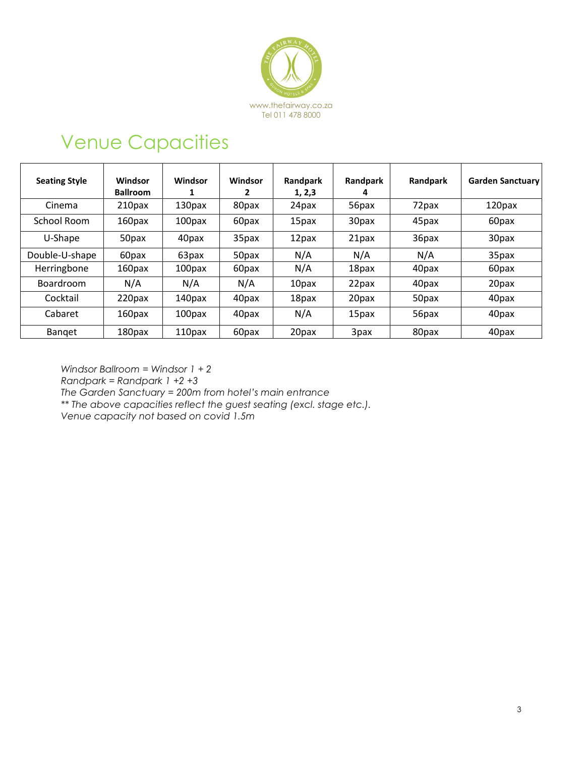www.thefairway.co.za
Tel 011 478 8000

# Venue Capacities

| Seating Style | Windsor Ballroom | Windsor 1 | Windsor 2 | Randpark 1, 2,3 | Randpark 4 | Randpark | Garden Sanctuary |
|---|---|---|---|---|---|---|---|
| Cinema | 210pax | 130pax | 80pax | 24pax | 56pax | 72pax | 120pax |
| School Room | 160pax | 100pax | 60pax | 15pax | 30pax | 45pax | 60pax |
| U-Shape | 50pax | 40pax | 35pax | 12pax | 21pax | 36pax | 30pax |
| Double-U-shape | 60pax | 63pax | 50pax | N/A | N/A | N/A | 35pax |
| Herringbone | 160pax | 100pax | 60pax | N/A | 18pax | 40pax | 60pax |
| Boardroom | N/A | N/A | N/A | 10pax | 22pax | 40pax | 20pax |
| Cocktail | 220pax | 140pax | 40pax | 18pax | 20pax | 50pax | 40pax |
| Cabaret | 160pax | 100pax | 40pax | N/A | 15pax | 56pax | 40pax |
| Banqet | 180pax | 110pax | 60pax | 20pax | 3pax | 80pax | 40pax |

*Windsor Ballroom = Windsor 1 + 2*
*Randpark = Randpark 1 +2 +3*
*The Garden Sanctuary = 200m from hotel's main entrance*
*** The above capacities reflect the guest seating (excl. stage etc.).*
*Venue capacity not based on covid 1.5m*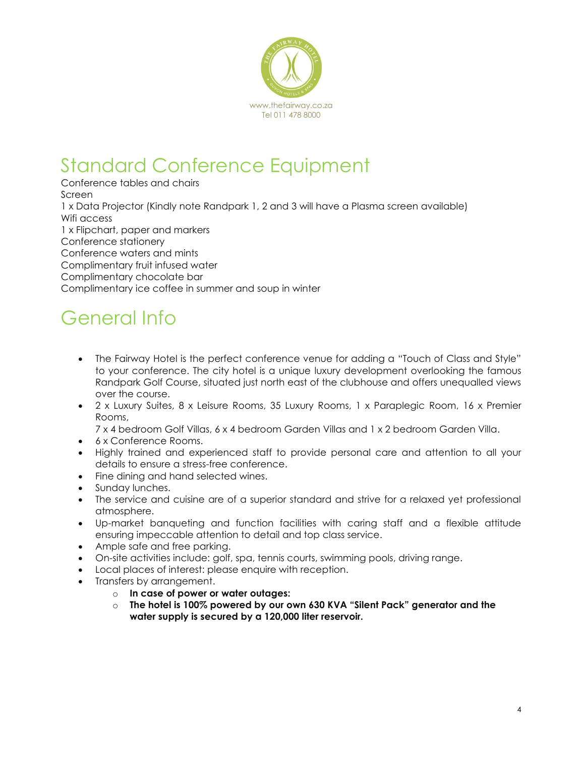# Standard Conference Equipment

Conference tables and chairs
Screen
1 x Data Projector (Kindly note Randpark 1, 2 and 3 will have a Plasma screen available)
Wifi access
1 x Flipchart, paper and markers
Conference stationery
Conference waters and mints
Complimentary fruit infused water
Complimentary chocolate bar
Complimentary ice coffee in summer and soup in winter

# General Info

- The Fairway Hotel is the perfect conference venue for adding a "Touch of Class and Style" to your conference. The city hotel is a unique luxury development overlooking the famous Randpark Golf Course, situated just north east of the clubhouse and offers unequalled views over the course.
- 2 x Luxury Suites, 8 x Leisure Rooms, 35 Luxury Rooms, 1 x Paraplegic Room, 16 x Premier Rooms,
  7 x 4 bedroom Golf Villas, 6 x 4 bedroom Garden Villas and 1 x 2 bedroom Garden Villa.
- 6 x Conference Rooms.
- Highly trained and experienced staff to provide personal care and attention to all your details to ensure a stress-free conference.
- Fine dining and hand selected wines.
- Sunday lunches.
- The service and cuisine are of a superior standard and strive for a relaxed yet professional atmosphere.
- Up-market banqueting and function facilities with caring staff and a flexible attitude ensuring impeccable attention to detail and top class service.
- Ample safe and free parking.
- On-site activities include: golf, spa, tennis courts, swimming pools, driving range.
- Local places of interest: please enquire with reception.
- Transfers by arrangement.
  - **In case of power or water outages:**
  - **The hotel is 100% powered by our own 630 KVA "Silent Pack" generator and the water supply is secured by a 120,000 liter reservoir.**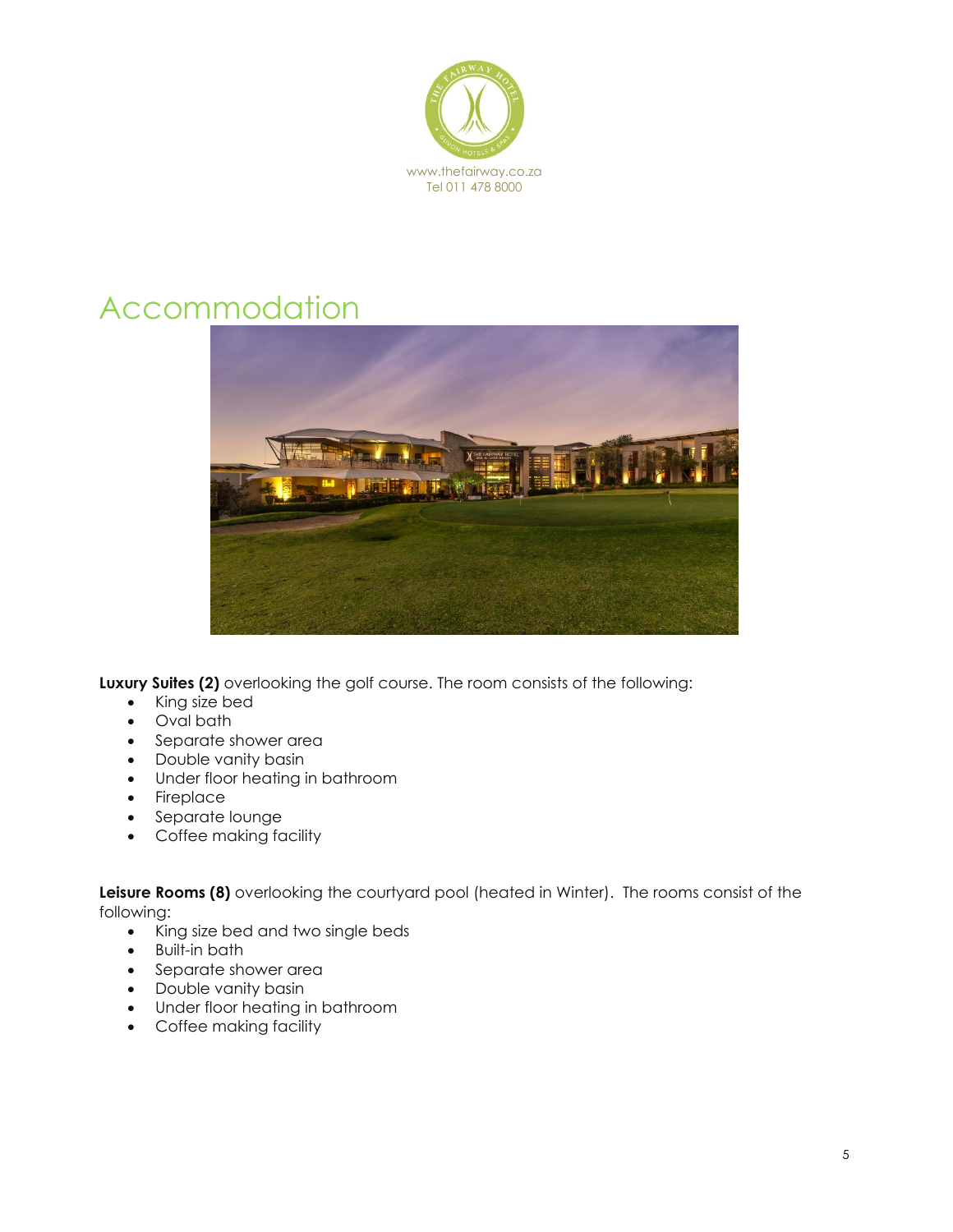www.thefairway.co.za
Tel 011 478 8000

# Accommodation

**Luxury Suites (2)** overlooking the golf course. The room consists of the following:

- King size bed
- Oval bath
- Separate shower area
- Double vanity basin
- Under floor heating in bathroom
- Fireplace
- Separate lounge
- Coffee making facility

**Leisure Rooms (8)** overlooking the courtyard pool (heated in Winter). The rooms consist of the following:

- King size bed and two single beds
- Built-in bath
- Separate shower area
- Double vanity basin
- Under floor heating in bathroom
- Coffee making facility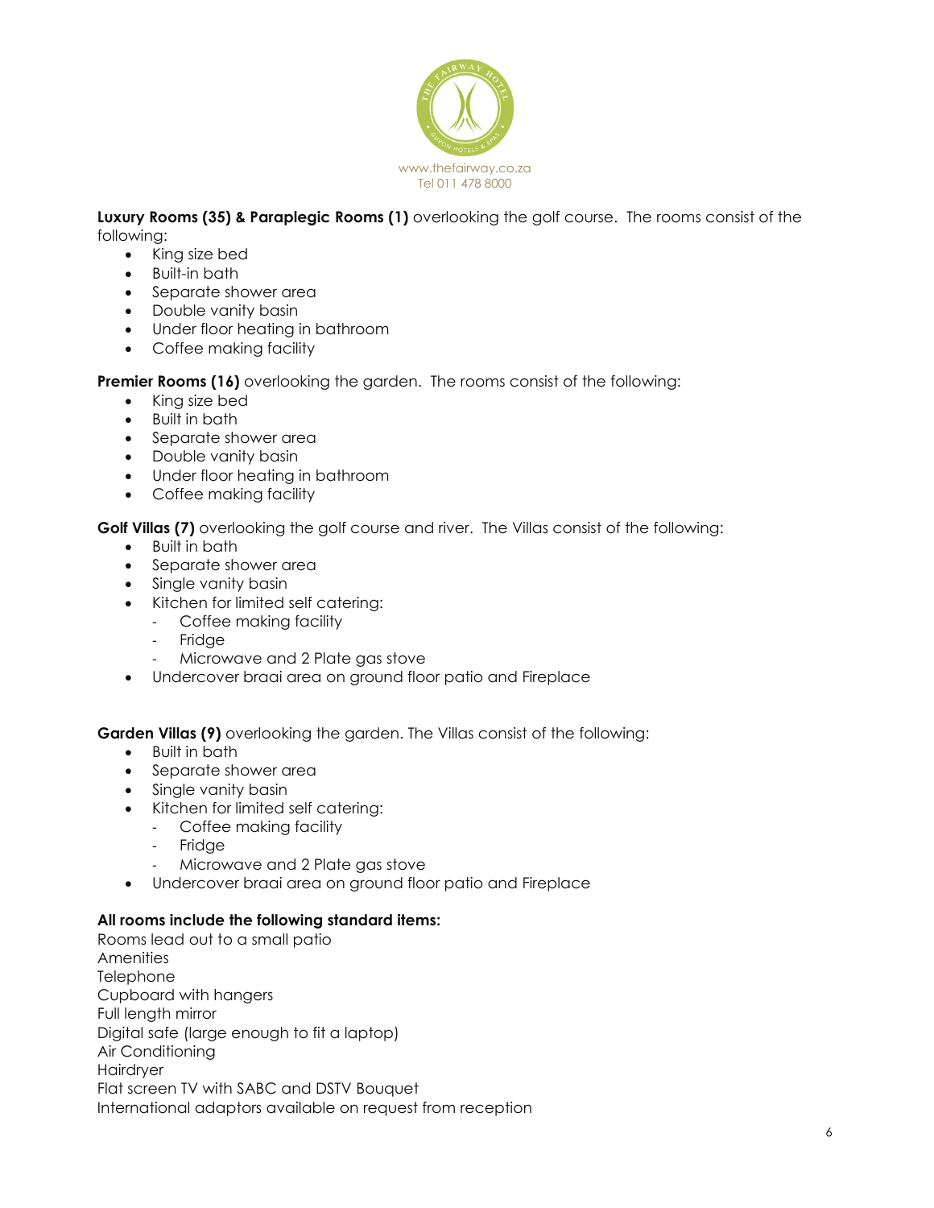www.thefairway.co.za
Tel 011 478 8000

**Luxury Rooms (35) & Paraplegic Rooms (1)** overlooking the golf course. The rooms consist of the following:

- King size bed
- Built-in bath
- Separate shower area
- Double vanity basin
- Under floor heating in bathroom
- Coffee making facility

**Premier Rooms (16)** overlooking the garden. The rooms consist of the following:

- King size bed
- Built in bath
- Separate shower area
- Double vanity basin
- Under floor heating in bathroom
- Coffee making facility

**Golf Villas (7)** overlooking the golf course and river. The Villas consist of the following:

- Built in bath
- Separate shower area
- Single vanity basin
- Kitchen for limited self catering:
  - Coffee making facility
  - Fridge
  - Microwave and 2 Plate gas stove
- Undercover braai area on ground floor patio and Fireplace

**Garden Villas (9)** overlooking the garden. The Villas consist of the following:

- Built in bath
- Separate shower area
- Single vanity basin
- Kitchen for limited self catering:
  - Coffee making facility
  - Fridge
  - Microwave and 2 Plate gas stove
- Undercover braai area on ground floor patio and Fireplace

**All rooms include the following standard items:**

Rooms lead out to a small patio
Amenities
Telephone
Cupboard with hangers
Full length mirror
Digital safe (large enough to fit a laptop)
Air Conditioning
Hairdryer
Flat screen TV with SABC and DSTV Bouquet
International adaptors available on request from reception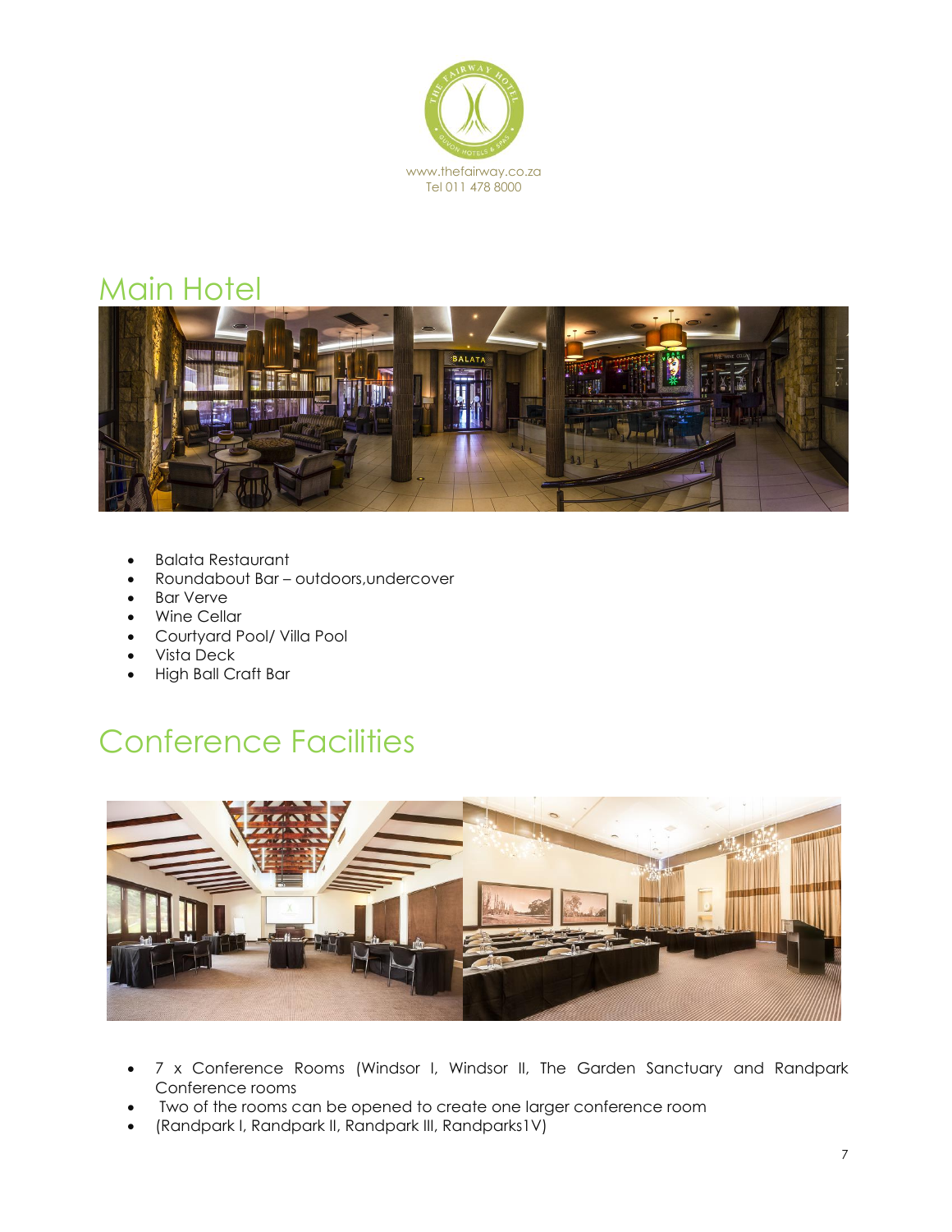# Main Hotel

- Balata Restaurant
- Roundabout Bar – outdoors,undercover
- Bar Verve
- Wine Cellar
- Courtyard Pool/ Villa Pool
- Vista Deck
- High Ball Craft Bar

# Conference Facilities

- 7 x Conference Rooms (Windsor I, Windsor II, The Garden Sanctuary and Randpark Conference rooms
- Two of the rooms can be opened to create one larger conference room
- (Randpark I, Randpark II, Randpark III, Randparks1V)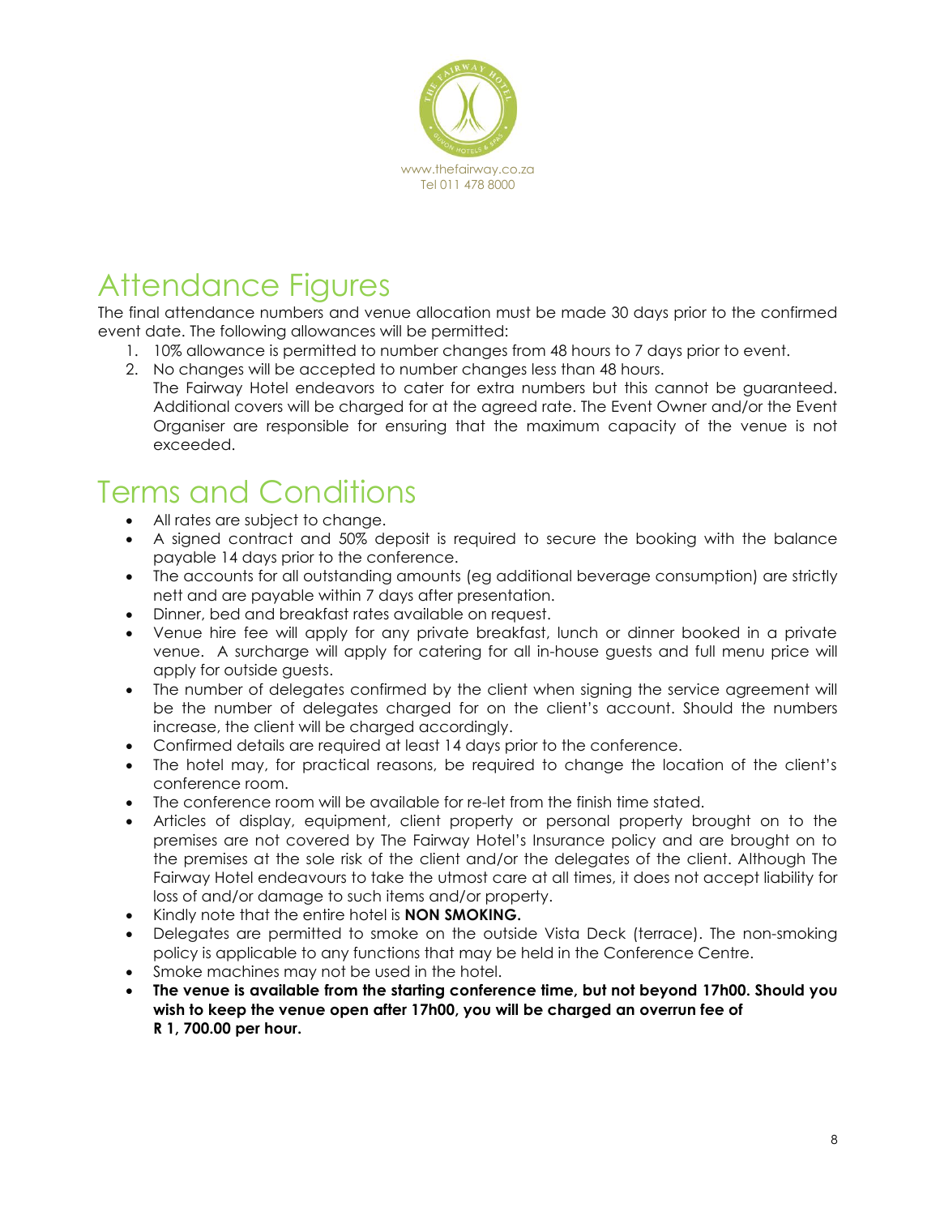www.thefairway.co.za
Tel 011 478 8000

# Attendance Figures

The final attendance numbers and venue allocation must be made 30 days prior to the confirmed event date. The following allowances will be permitted:

1. 10% allowance is permitted to number changes from 48 hours to 7 days prior to event.
2. No changes will be accepted to number changes less than 48 hours.
   The Fairway Hotel endeavors to cater for extra numbers but this cannot be guaranteed. Additional covers will be charged for at the agreed rate. The Event Owner and/or the Event Organiser are responsible for ensuring that the maximum capacity of the venue is not exceeded.

# Terms and Conditions

- All rates are subject to change.
- A signed contract and 50% deposit is required to secure the booking with the balance payable 14 days prior to the conference.
- The accounts for all outstanding amounts (eg additional beverage consumption) are strictly nett and are payable within 7 days after presentation.
- Dinner, bed and breakfast rates available on request.
- Venue hire fee will apply for any private breakfast, lunch or dinner booked in a private venue. A surcharge will apply for catering for all in-house guests and full menu price will apply for outside guests.
- The number of delegates confirmed by the client when signing the service agreement will be the number of delegates charged for on the client's account. Should the numbers increase, the client will be charged accordingly.
- Confirmed details are required at least 14 days prior to the conference.
- The hotel may, for practical reasons, be required to change the location of the client's conference room.
- The conference room will be available for re-let from the finish time stated.
- Articles of display, equipment, client property or personal property brought on to the premises are not covered by The Fairway Hotel's Insurance policy and are brought on to the premises at the sole risk of the client and/or the delegates of the client. Although The Fairway Hotel endeavours to take the utmost care at all times, it does not accept liability for loss of and/or damage to such items and/or property.
- Kindly note that the entire hotel is **NON SMOKING.**
- Delegates are permitted to smoke on the outside Vista Deck (terrace). The non-smoking policy is applicable to any functions that may be held in the Conference Centre.
- Smoke machines may not be used in the hotel.
- **The venue is available from the starting conference time, but not beyond 17h00. Should you wish to keep the venue open after 17h00, you will be charged an overrun fee of R 1, 700.00 per hour.**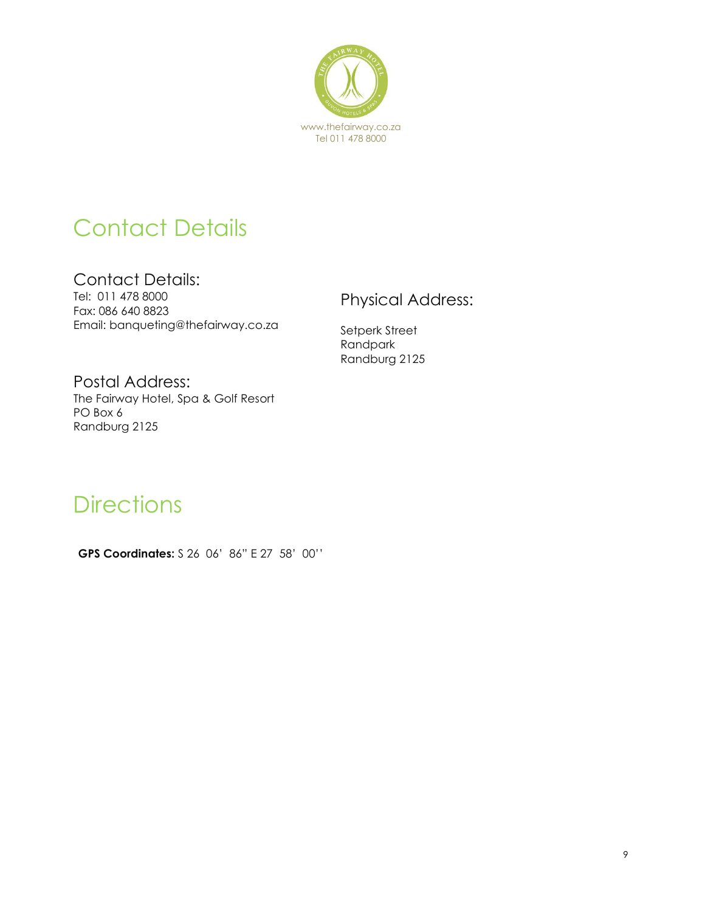# Contact Details

## Contact Details:

Tel: 011 478 8000
Fax: 086 640 8823
Email: banqueting@thefairway.co.za

## Physical Address:

Setperk Street
Randpark
Randburg 2125

## Postal Address:

The Fairway Hotel, Spa & Golf Resort
PO Box 6
Randburg 2125

# Directions

**GPS Coordinates:** S 26 06' 86" E 27 58' 00''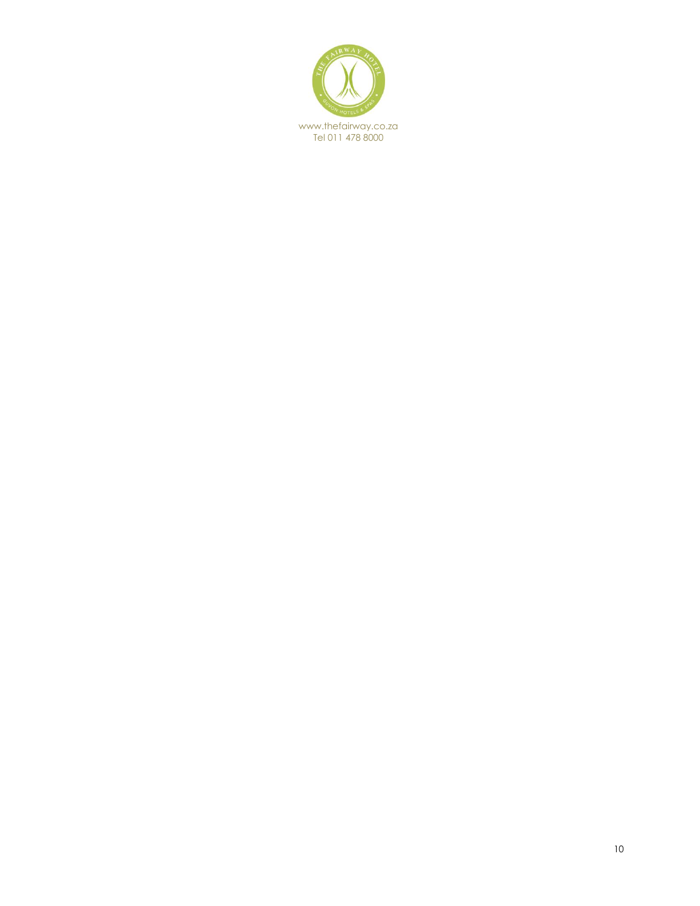www.thefairway.co.za
Tel 011 478 8000